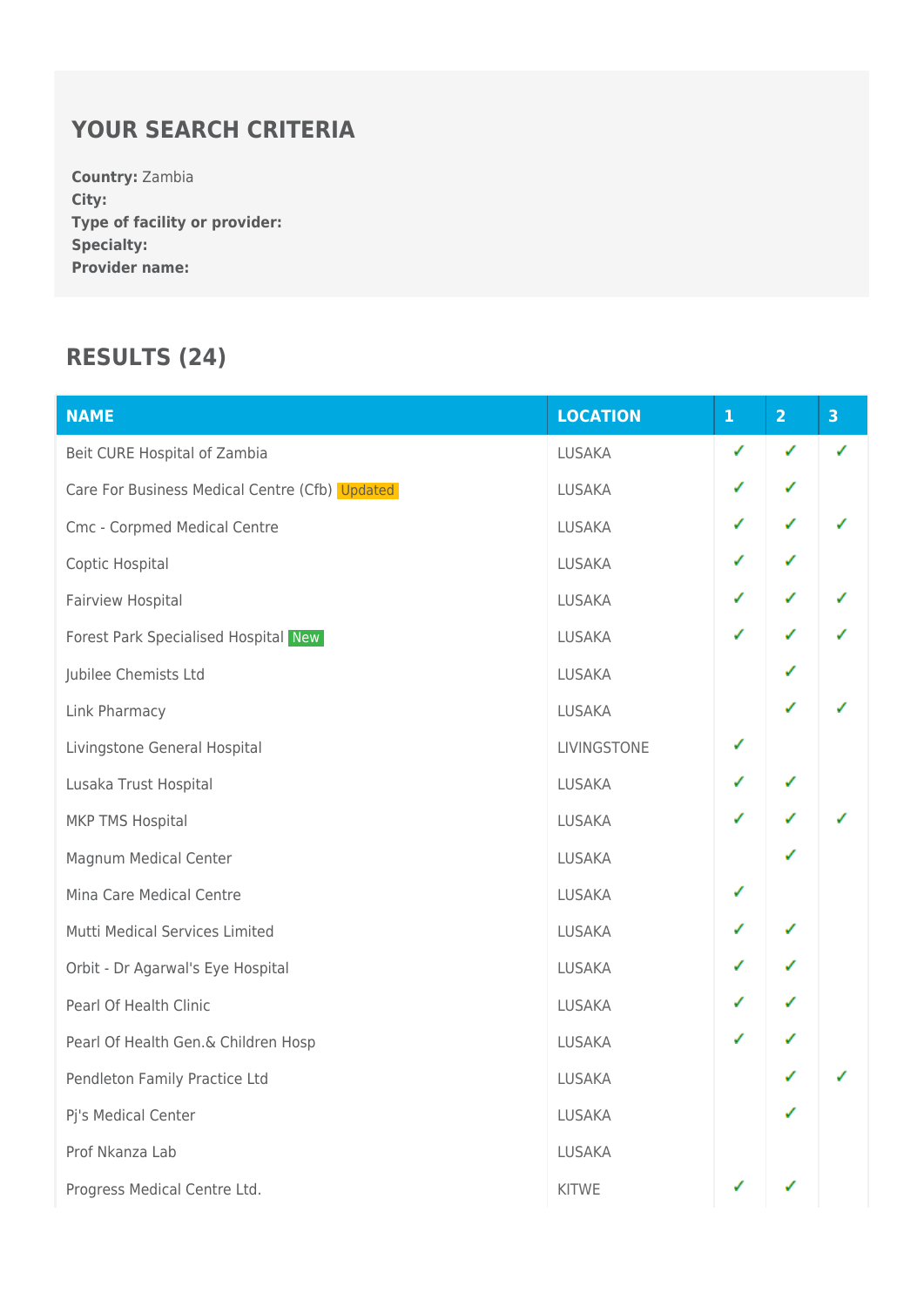## YOUR SEARCH CRITERIA

**Country:** Zambia
**City:**
**Type of facility or provider:**
**Specialty:**
**Provider name:**

## RESULTS (24)

| NAME | LOCATION | 1 | 2 | 3 |
|---|---|---|---|---|
| Beit CURE Hospital of Zambia | LUSAKA | ✓ | ✓ | ✓ |
| Care For Business Medical Centre (Cfb) Updated | LUSAKA | ✓ | ✓ | |
| Cmc - Corpmed Medical Centre | LUSAKA | ✓ | ✓ | ✓ |
| Coptic Hospital | LUSAKA | ✓ | ✓ | |
| Fairview Hospital | LUSAKA | ✓ | ✓ | ✓ |
| Forest Park Specialised Hospital New | LUSAKA | ✓ | ✓ | ✓ |
| Jubilee Chemists Ltd | LUSAKA | | ✓ | |
| Link Pharmacy | LUSAKA | | ✓ | ✓ |
| Livingstone General Hospital | LIVINGSTONE | ✓ | | |
| Lusaka Trust Hospital | LUSAKA | ✓ | ✓ | |
| MKP TMS Hospital | LUSAKA | ✓ | ✓ | ✓ |
| Magnum Medical Center | LUSAKA | | ✓ | |
| Mina Care Medical Centre | LUSAKA | ✓ | | |
| Mutti Medical Services Limited | LUSAKA | ✓ | ✓ | |
| Orbit - Dr Agarwal's Eye Hospital | LUSAKA | ✓ | ✓ | |
| Pearl Of Health Clinic | LUSAKA | ✓ | ✓ | |
| Pearl Of Health Gen.& Children Hosp | LUSAKA | ✓ | ✓ | |
| Pendleton Family Practice Ltd | LUSAKA | | ✓ | ✓ |
| Pj's Medical Center | LUSAKA | | ✓ | |
| Prof Nkanza Lab | LUSAKA | | | |
| Progress Medical Centre Ltd. | KITWE | ✓ | ✓ | |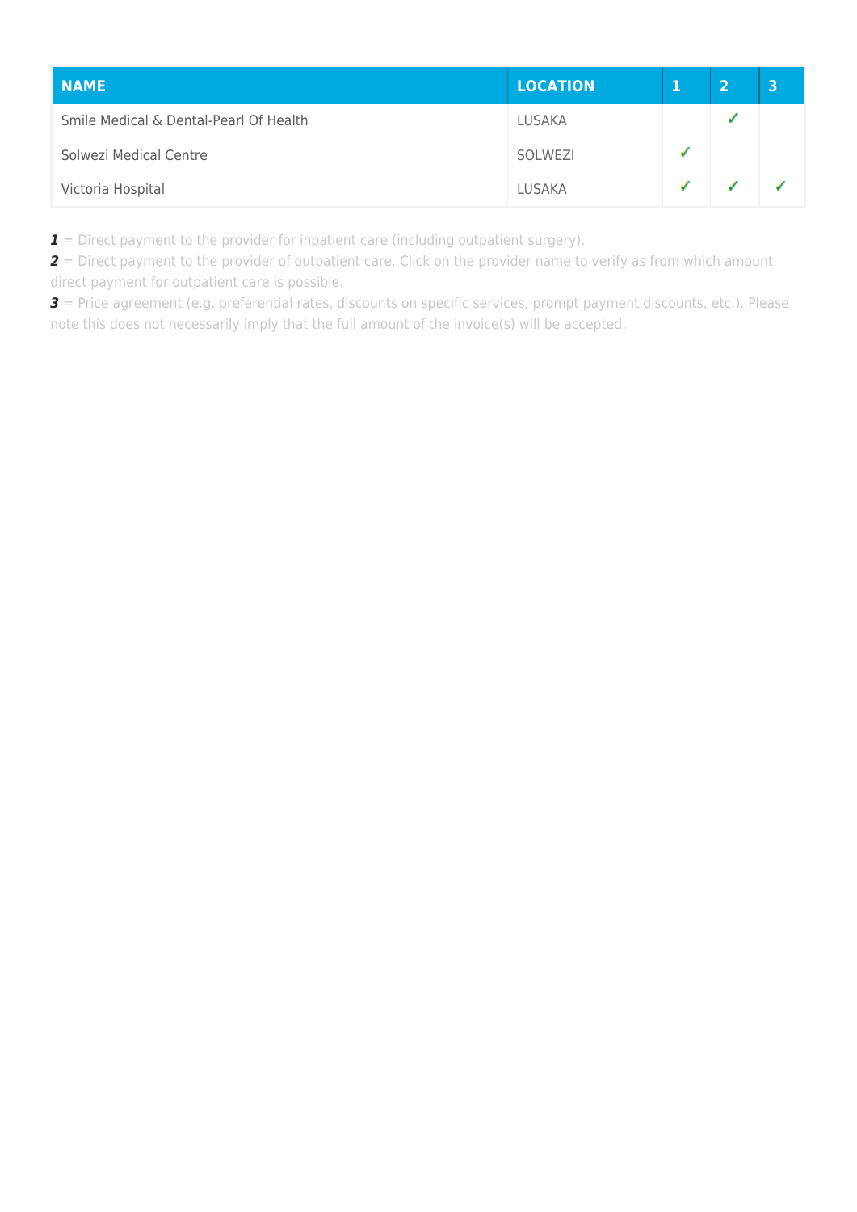| NAME | LOCATION | 1 | 2 | 3 |
|---|---|---|---|---|
| Smile Medical & Dental-Pearl Of Health | LUSAKA | | ✓ | |
| Solwezi Medical Centre | SOLWEZI | ✓ | | |
| Victoria Hospital | LUSAKA | ✓ | ✓ | ✓ |

***1*** = Direct payment to the provider for inpatient care (including outpatient surgery).
***2*** = Direct payment to the provider of outpatient care. Click on the provider name to verify as from which amount direct payment for outpatient care is possible.
***3*** = Price agreement (e.g. preferential rates, discounts on specific services, prompt payment discounts, etc.). Please note this does not necessarily imply that the full amount of the invoice(s) will be accepted.